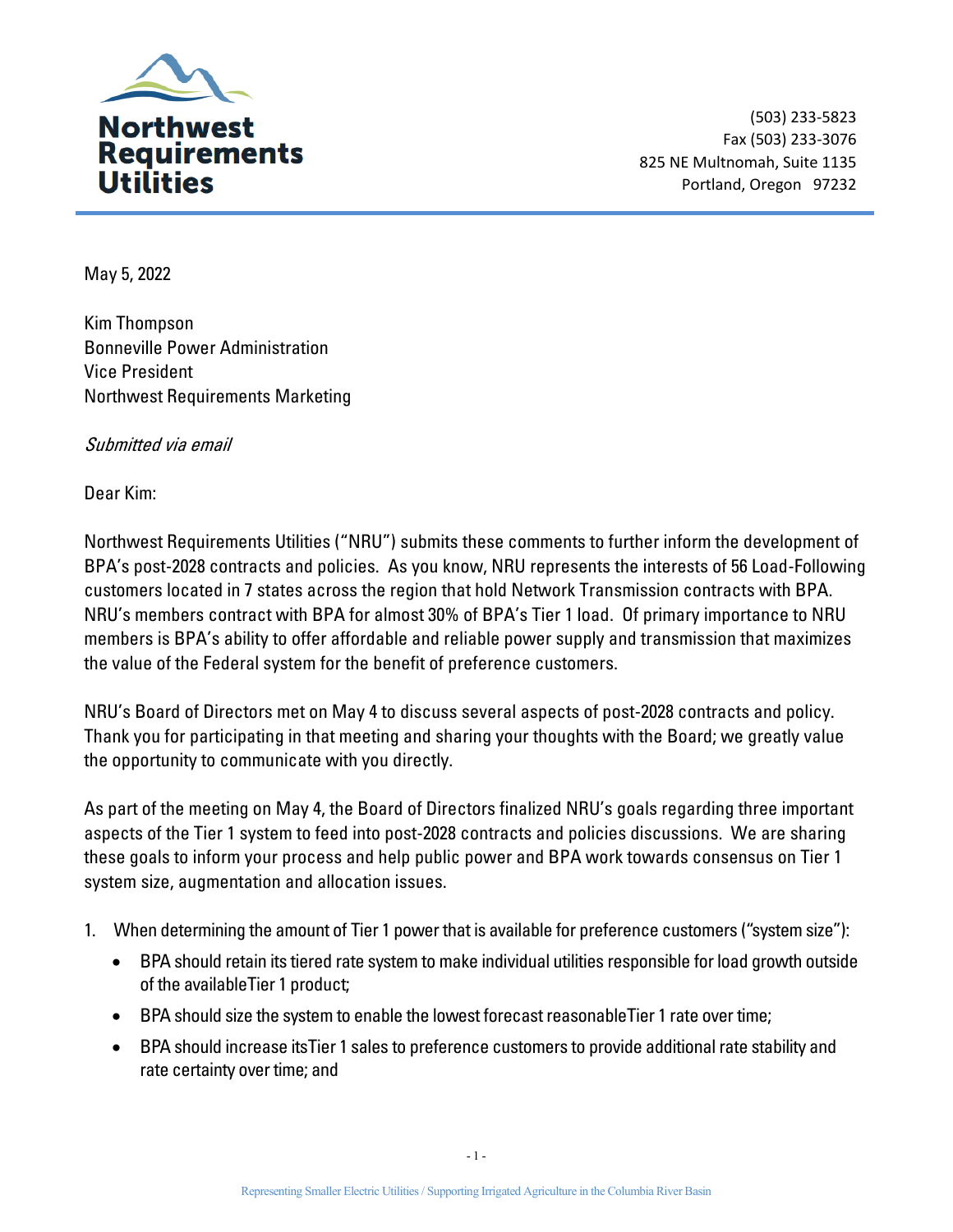**Northwest Requirements Utilities**

(503) 233-5823
Fax (503) 233-3076
825 NE Multnomah, Suite 1135
Portland, Oregon 97232

May 5, 2022

Kim Thompson
Bonneville Power Administration
Vice President
Northwest Requirements Marketing

*Submitted via email*

Dear Kim:

Northwest Requirements Utilities ("NRU") submits these comments to further inform the development of BPA's post-2028 contracts and policies. As you know, NRU represents the interests of 56 Load-Following customers located in 7 states across the region that hold Network Transmission contracts with BPA. NRU's members contract with BPA for almost 30% of BPA's Tier 1 load. Of primary importance to NRU members is BPA's ability to offer affordable and reliable power supply and transmission that maximizes the value of the Federal system for the benefit of preference customers.

NRU's Board of Directors met on May 4 to discuss several aspects of post-2028 contracts and policy. Thank you for participating in that meeting and sharing your thoughts with the Board; we greatly value the opportunity to communicate with you directly.

As part of the meeting on May 4, the Board of Directors finalized NRU's goals regarding three important aspects of the Tier 1 system to feed into post-2028 contracts and policies discussions. We are sharing these goals to inform your process and help public power and BPA work towards consensus on Tier 1 system size, augmentation and allocation issues.

1. When determining the amount of Tier 1 power that is available for preference customers ("system size"):
   - BPA should retain its tiered rate system to make individual utilities responsible for load growth outside of the available Tier 1 product;
   - BPA should size the system to enable the lowest forecast reasonable Tier 1 rate over time;
   - BPA should increase its Tier 1 sales to preference customers to provide additional rate stability and rate certainty over time; and

Representing Smaller Electric Utilities / Supporting Irrigated Agriculture in the Columbia River Basin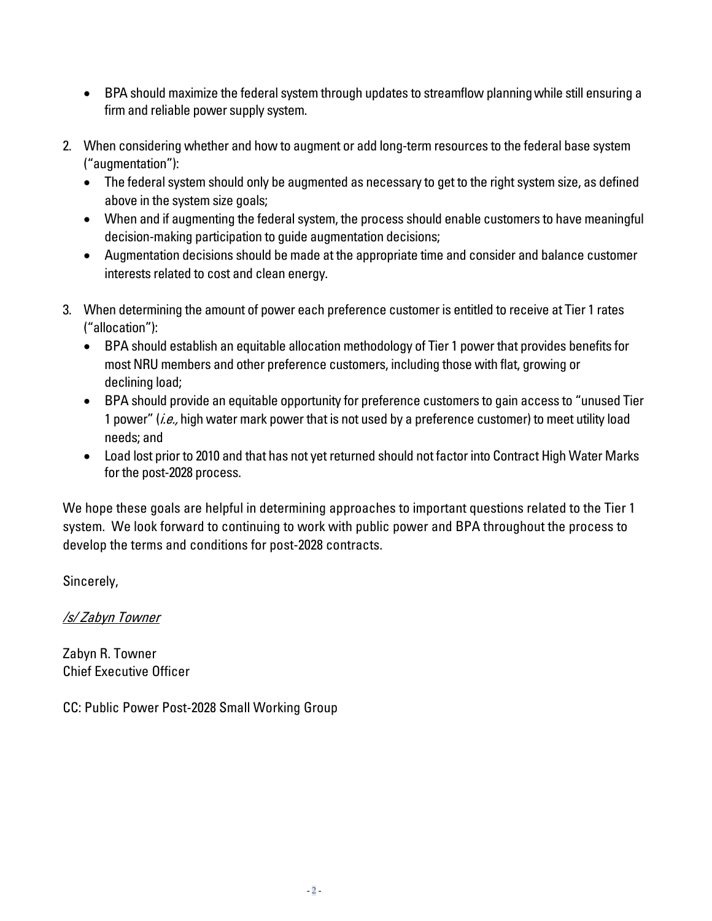- BPA should maximize the federal system through updates to streamflow planning while still ensuring a firm and reliable power supply system.

2. When considering whether and how to augment or add long-term resources to the federal base system ("augmentation"):
   - The federal system should only be augmented as necessary to get to the right system size, as defined above in the system size goals;
   - When and if augmenting the federal system, the process should enable customers to have meaningful decision-making participation to guide augmentation decisions;
   - Augmentation decisions should be made at the appropriate time and consider and balance customer interests related to cost and clean energy.

3. When determining the amount of power each preference customer is entitled to receive at Tier 1 rates ("allocation"):
   - BPA should establish an equitable allocation methodology of Tier 1 power that provides benefits for most NRU members and other preference customers, including those with flat, growing or declining load;
   - BPA should provide an equitable opportunity for preference customers to gain access to "unused Tier 1 power" (*i.e.,* high water mark power that is not used by a preference customer) to meet utility load needs; and
   - Load lost prior to 2010 and that has not yet returned should not factor into Contract High Water Marks for the post-2028 process.

We hope these goals are helpful in determining approaches to important questions related to the Tier 1 system. We look forward to continuing to work with public power and BPA throughout the process to develop the terms and conditions for post-2028 contracts.

Sincerely,

*/s/ Zabyn Towner*

Zabyn R. Towner
Chief Executive Officer

CC: Public Power Post-2028 Small Working Group